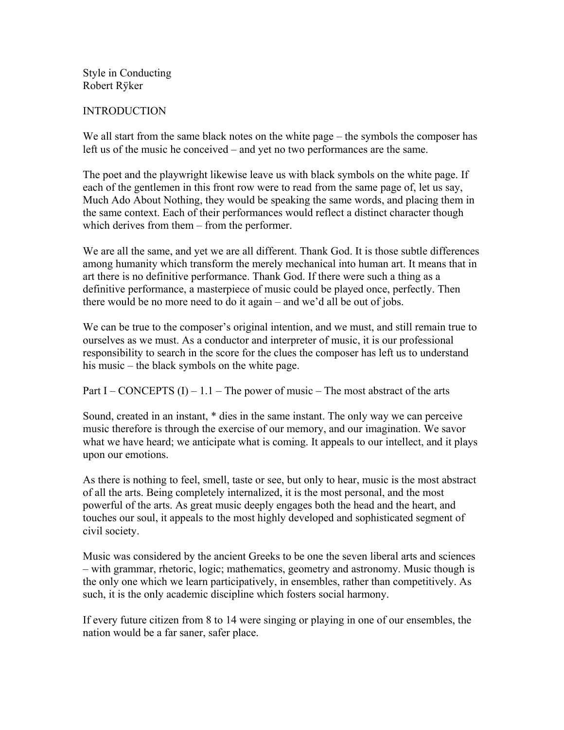Style in Conducting
Robert Rÿker

## INTRODUCTION

We all start from the same black notes on the white page – the symbols the composer has left us of the music he conceived – and yet no two performances are the same.

The poet and the playwright likewise leave us with black symbols on the white page. If each of the gentlemen in this front row were to read from the same page of, let us say, Much Ado About Nothing, they would be speaking the same words, and placing them in the same context. Each of their performances would reflect a distinct character though which derives from them – from the performer.

We are all the same, and yet we are all different. Thank God. It is those subtle differences among humanity which transform the merely mechanical into human art. It means that in art there is no definitive performance. Thank God. If there were such a thing as a definitive performance, a masterpiece of music could be played once, perfectly. Then there would be no more need to do it again – and we'd all be out of jobs.

We can be true to the composer's original intention, and we must, and still remain true to ourselves as we must. As a conductor and interpreter of music, it is our professional responsibility to search in the score for the clues the composer has left us to understand his music – the black symbols on the white page.

## Part I – CONCEPTS (I) – 1.1 – The power of music – The most abstract of the arts

Sound, created in an instant, * dies in the same instant. The only way we can perceive music therefore is through the exercise of our memory, and our imagination. We savor what we have heard; we anticipate what is coming. It appeals to our intellect, and it plays upon our emotions.

As there is nothing to feel, smell, taste or see, but only to hear, music is the most abstract of all the arts. Being completely internalized, it is the most personal, and the most powerful of the arts. As great music deeply engages both the head and the heart, and touches our soul, it appeals to the most highly developed and sophisticated segment of civil society.

Music was considered by the ancient Greeks to be one the seven liberal arts and sciences – with grammar, rhetoric, logic; mathematics, geometry and astronomy. Music though is the only one which we learn participatively, in ensembles, rather than competitively. As such, it is the only academic discipline which fosters social harmony.

If every future citizen from 8 to 14 were singing or playing in one of our ensembles, the nation would be a far saner, safer place.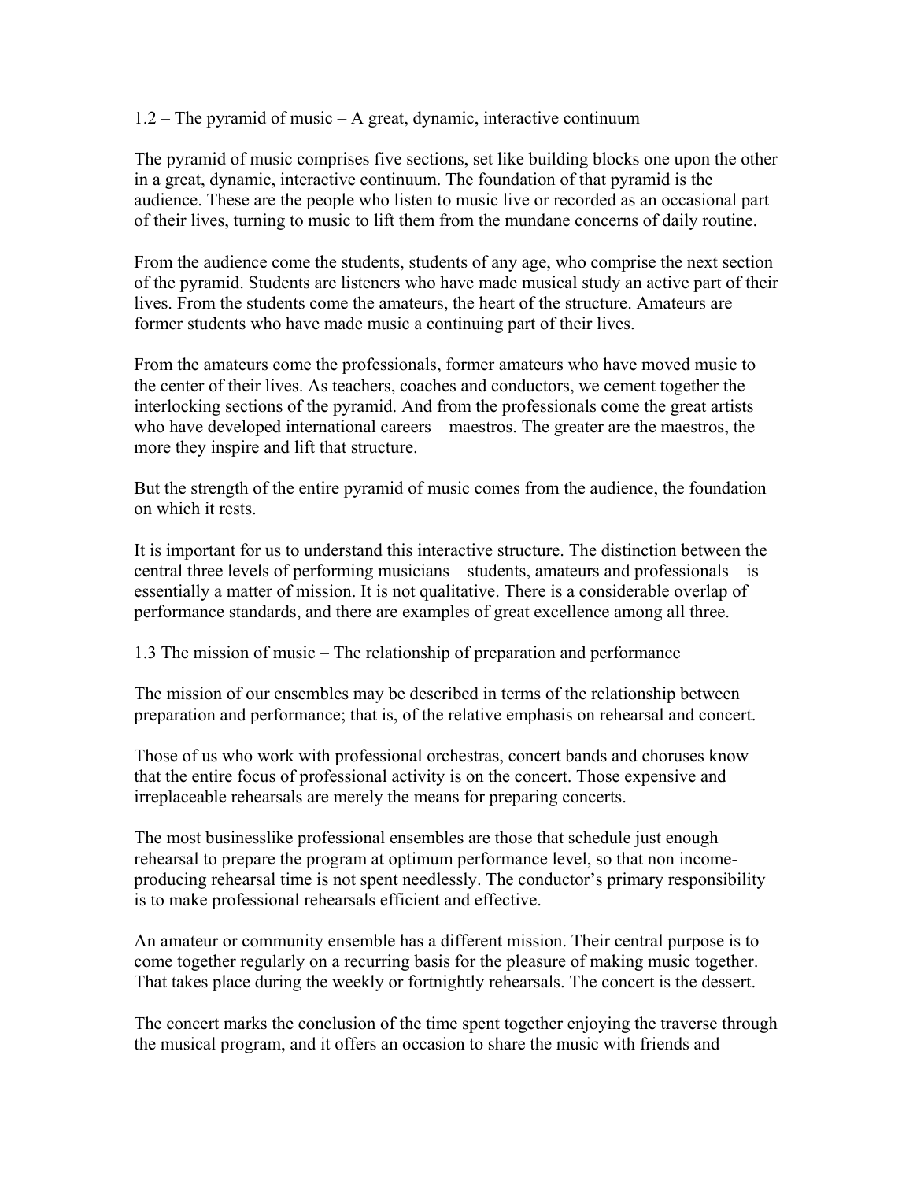## 1.2 – The pyramid of music – A great, dynamic, interactive continuum

The pyramid of music comprises five sections, set like building blocks one upon the other in a great, dynamic, interactive continuum. The foundation of that pyramid is the audience. These are the people who listen to music live or recorded as an occasional part of their lives, turning to music to lift them from the mundane concerns of daily routine.

From the audience come the students, students of any age, who comprise the next section of the pyramid. Students are listeners who have made musical study an active part of their lives. From the students come the amateurs, the heart of the structure. Amateurs are former students who have made music a continuing part of their lives.

From the amateurs come the professionals, former amateurs who have moved music to the center of their lives. As teachers, coaches and conductors, we cement together the interlocking sections of the pyramid. And from the professionals come the great artists who have developed international careers – maestros. The greater are the maestros, the more they inspire and lift that structure.

But the strength of the entire pyramid of music comes from the audience, the foundation on which it rests.

It is important for us to understand this interactive structure. The distinction between the central three levels of performing musicians – students, amateurs and professionals – is essentially a matter of mission. It is not qualitative. There is a considerable overlap of performance standards, and there are examples of great excellence among all three.

## 1.3 The mission of music – The relationship of preparation and performance

The mission of our ensembles may be described in terms of the relationship between preparation and performance; that is, of the relative emphasis on rehearsal and concert.

Those of us who work with professional orchestras, concert bands and choruses know that the entire focus of professional activity is on the concert. Those expensive and irreplaceable rehearsals are merely the means for preparing concerts.

The most businesslike professional ensembles are those that schedule just enough rehearsal to prepare the program at optimum performance level, so that non income-producing rehearsal time is not spent needlessly. The conductor's primary responsibility is to make professional rehearsals efficient and effective.

An amateur or community ensemble has a different mission. Their central purpose is to come together regularly on a recurring basis for the pleasure of making music together. That takes place during the weekly or fortnightly rehearsals. The concert is the dessert.

The concert marks the conclusion of the time spent together enjoying the traverse through the musical program, and it offers an occasion to share the music with friends and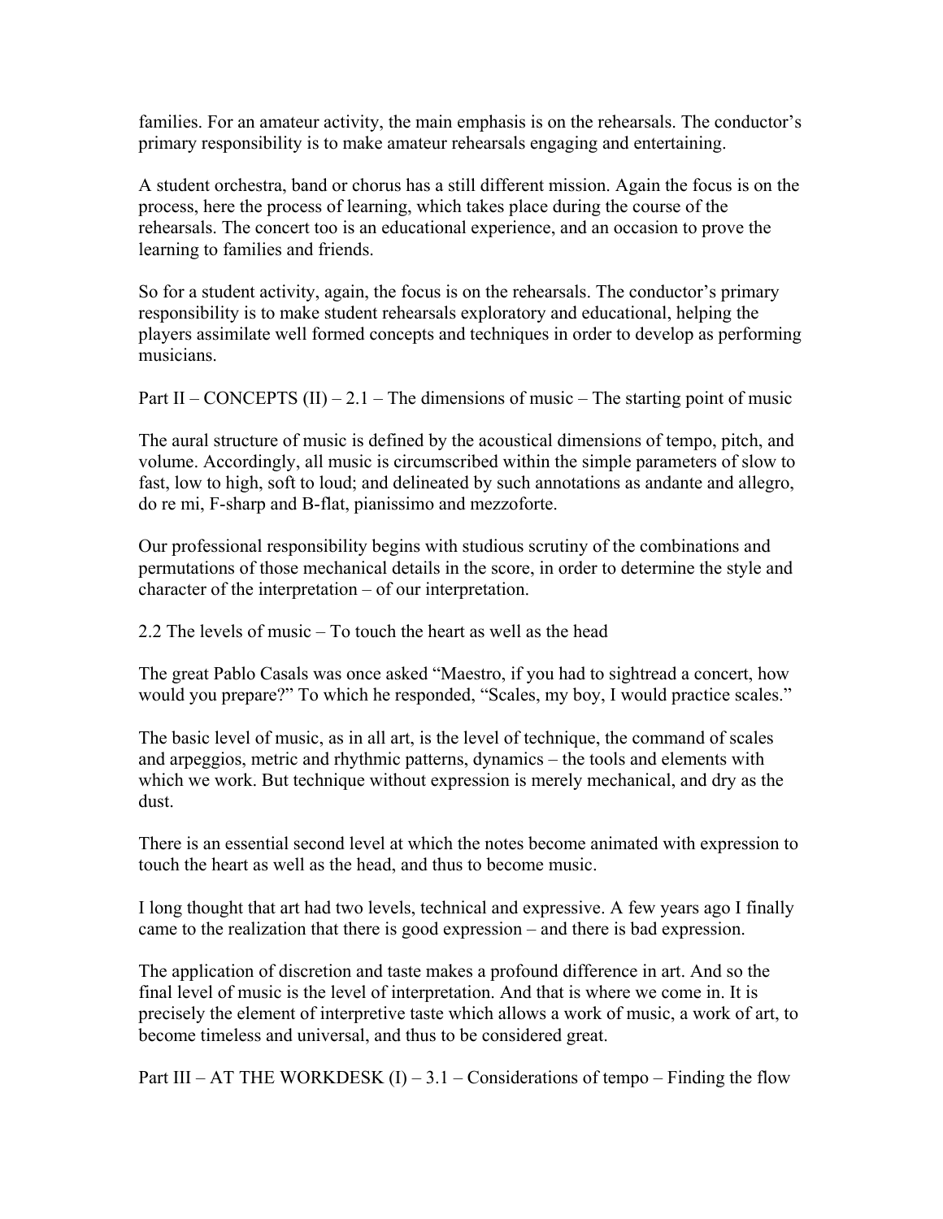families. For an amateur activity, the main emphasis is on the rehearsals. The conductor's primary responsibility is to make amateur rehearsals engaging and entertaining.

A student orchestra, band or chorus has a still different mission. Again the focus is on the process, here the process of learning, which takes place during the course of the rehearsals. The concert too is an educational experience, and an occasion to prove the learning to families and friends.

So for a student activity, again, the focus is on the rehearsals. The conductor's primary responsibility is to make student rehearsals exploratory and educational, helping the players assimilate well formed concepts and techniques in order to develop as performing musicians.

## Part II – CONCEPTS (II) – 2.1 – The dimensions of music – The starting point of music

The aural structure of music is defined by the acoustical dimensions of tempo, pitch, and volume. Accordingly, all music is circumscribed within the simple parameters of slow to fast, low to high, soft to loud; and delineated by such annotations as andante and allegro, do re mi, F-sharp and B-flat, pianissimo and mezzoforte.

Our professional responsibility begins with studious scrutiny of the combinations and permutations of those mechanical details in the score, in order to determine the style and character of the interpretation – of our interpretation.

### 2.2 The levels of music – To touch the heart as well as the head

The great Pablo Casals was once asked "Maestro, if you had to sightread a concert, how would you prepare?" To which he responded, "Scales, my boy, I would practice scales."

The basic level of music, as in all art, is the level of technique, the command of scales and arpeggios, metric and rhythmic patterns, dynamics – the tools and elements with which we work. But technique without expression is merely mechanical, and dry as the dust.

There is an essential second level at which the notes become animated with expression to touch the heart as well as the head, and thus to become music.

I long thought that art had two levels, technical and expressive. A few years ago I finally came to the realization that there is good expression – and there is bad expression.

The application of discretion and taste makes a profound difference in art. And so the final level of music is the level of interpretation. And that is where we come in. It is precisely the element of interpretive taste which allows a work of music, a work of art, to become timeless and universal, and thus to be considered great.

## Part III – AT THE WORKDESK (I) – 3.1 – Considerations of tempo – Finding the flow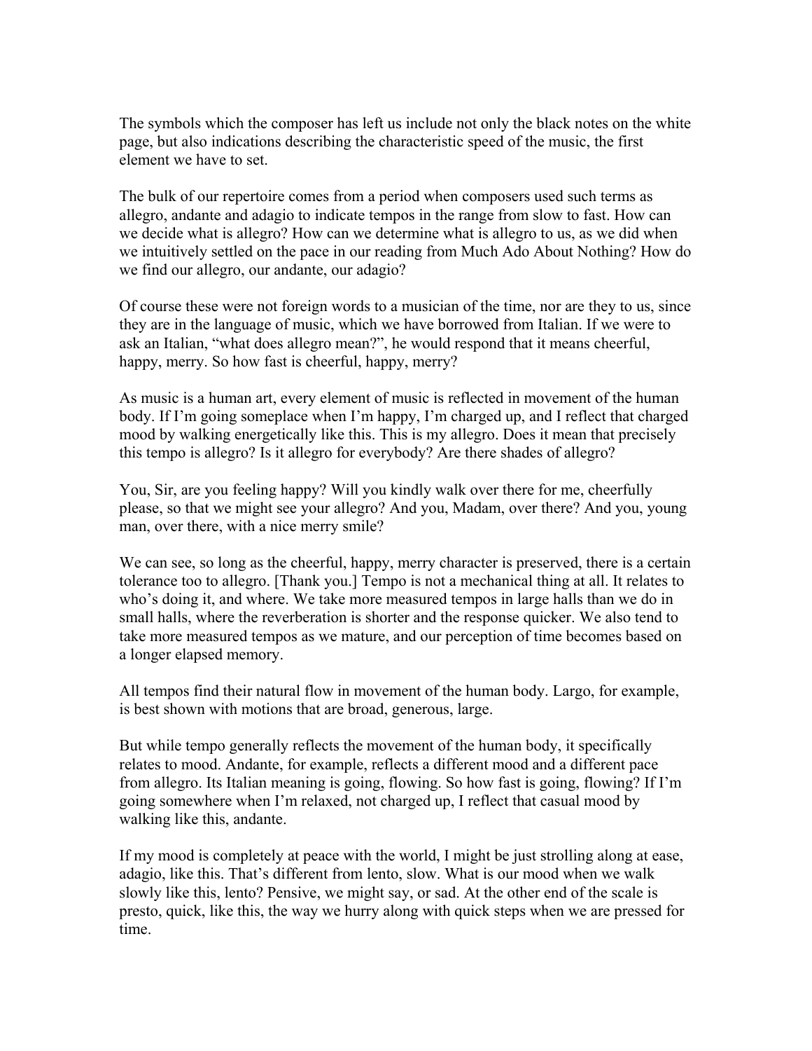The symbols which the composer has left us include not only the black notes on the white page, but also indications describing the characteristic speed of the music, the first element we have to set.

The bulk of our repertoire comes from a period when composers used such terms as allegro, andante and adagio to indicate tempos in the range from slow to fast. How can we decide what is allegro? How can we determine what is allegro to us, as we did when we intuitively settled on the pace in our reading from Much Ado About Nothing? How do we find our allegro, our andante, our adagio?

Of course these were not foreign words to a musician of the time, nor are they to us, since they are in the language of music, which we have borrowed from Italian. If we were to ask an Italian, "what does allegro mean?", he would respond that it means cheerful, happy, merry. So how fast is cheerful, happy, merry?

As music is a human art, every element of music is reflected in movement of the human body. If I'm going someplace when I'm happy, I'm charged up, and I reflect that charged mood by walking energetically like this. This is my allegro. Does it mean that precisely this tempo is allegro? Is it allegro for everybody? Are there shades of allegro?

You, Sir, are you feeling happy? Will you kindly walk over there for me, cheerfully please, so that we might see your allegro? And you, Madam, over there? And you, young man, over there, with a nice merry smile?

We can see, so long as the cheerful, happy, merry character is preserved, there is a certain tolerance too to allegro. [Thank you.] Tempo is not a mechanical thing at all. It relates to who's doing it, and where. We take more measured tempos in large halls than we do in small halls, where the reverberation is shorter and the response quicker. We also tend to take more measured tempos as we mature, and our perception of time becomes based on a longer elapsed memory.

All tempos find their natural flow in movement of the human body. Largo, for example, is best shown with motions that are broad, generous, large.

But while tempo generally reflects the movement of the human body, it specifically relates to mood. Andante, for example, reflects a different mood and a different pace from allegro. Its Italian meaning is going, flowing. So how fast is going, flowing? If I'm going somewhere when I'm relaxed, not charged up, I reflect that casual mood by walking like this, andante.

If my mood is completely at peace with the world, I might be just strolling along at ease, adagio, like this. That's different from lento, slow. What is our mood when we walk slowly like this, lento? Pensive, we might say, or sad. At the other end of the scale is presto, quick, like this, the way we hurry along with quick steps when we are pressed for time.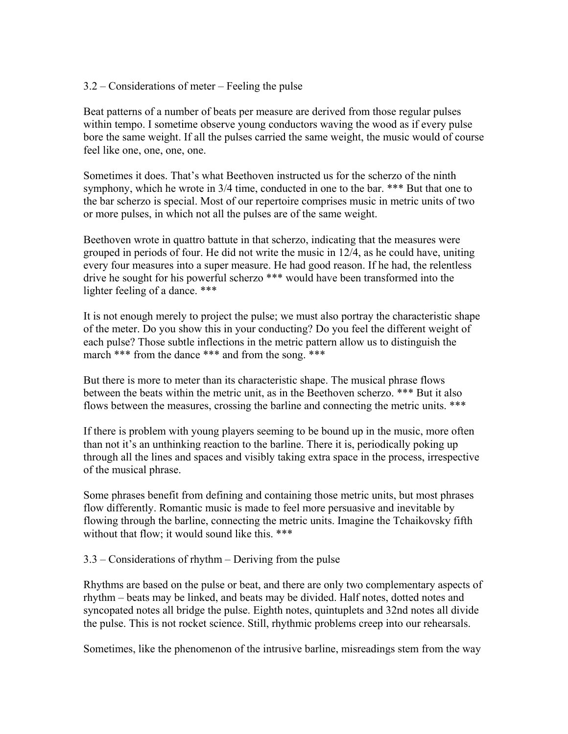## 3.2 – Considerations of meter – Feeling the pulse

Beat patterns of a number of beats per measure are derived from those regular pulses within tempo. I sometime observe young conductors waving the wood as if every pulse bore the same weight. If all the pulses carried the same weight, the music would of course feel like one, one, one, one.

Sometimes it does. That's what Beethoven instructed us for the scherzo of the ninth symphony, which he wrote in 3/4 time, conducted in one to the bar. *** But that one to the bar scherzo is special. Most of our repertoire comprises music in metric units of two or more pulses, in which not all the pulses are of the same weight.

Beethoven wrote in quattro battute in that scherzo, indicating that the measures were grouped in periods of four. He did not write the music in 12/4, as he could have, uniting every four measures into a super measure. He had good reason. If he had, the relentless drive he sought for his powerful scherzo *** would have been transformed into the lighter feeling of a dance. ***

It is not enough merely to project the pulse; we must also portray the characteristic shape of the meter. Do you show this in your conducting? Do you feel the different weight of each pulse? Those subtle inflections in the metric pattern allow us to distinguish the march *** from the dance *** and from the song. ***

But there is more to meter than its characteristic shape. The musical phrase flows between the beats within the metric unit, as in the Beethoven scherzo. *** But it also flows between the measures, crossing the barline and connecting the metric units. ***

If there is problem with young players seeming to be bound up in the music, more often than not it's an unthinking reaction to the barline. There it is, periodically poking up through all the lines and spaces and visibly taking extra space in the process, irrespective of the musical phrase.

Some phrases benefit from defining and containing those metric units, but most phrases flow differently. Romantic music is made to feel more persuasive and inevitable by flowing through the barline, connecting the metric units. Imagine the Tchaikovsky fifth without that flow; it would sound like this. ***

## 3.3 – Considerations of rhythm – Deriving from the pulse

Rhythms are based on the pulse or beat, and there are only two complementary aspects of rhythm – beats may be linked, and beats may be divided. Half notes, dotted notes and syncopated notes all bridge the pulse. Eighth notes, quintuplets and 32nd notes all divide the pulse. This is not rocket science. Still, rhythmic problems creep into our rehearsals.

Sometimes, like the phenomenon of the intrusive barline, misreadings stem from the way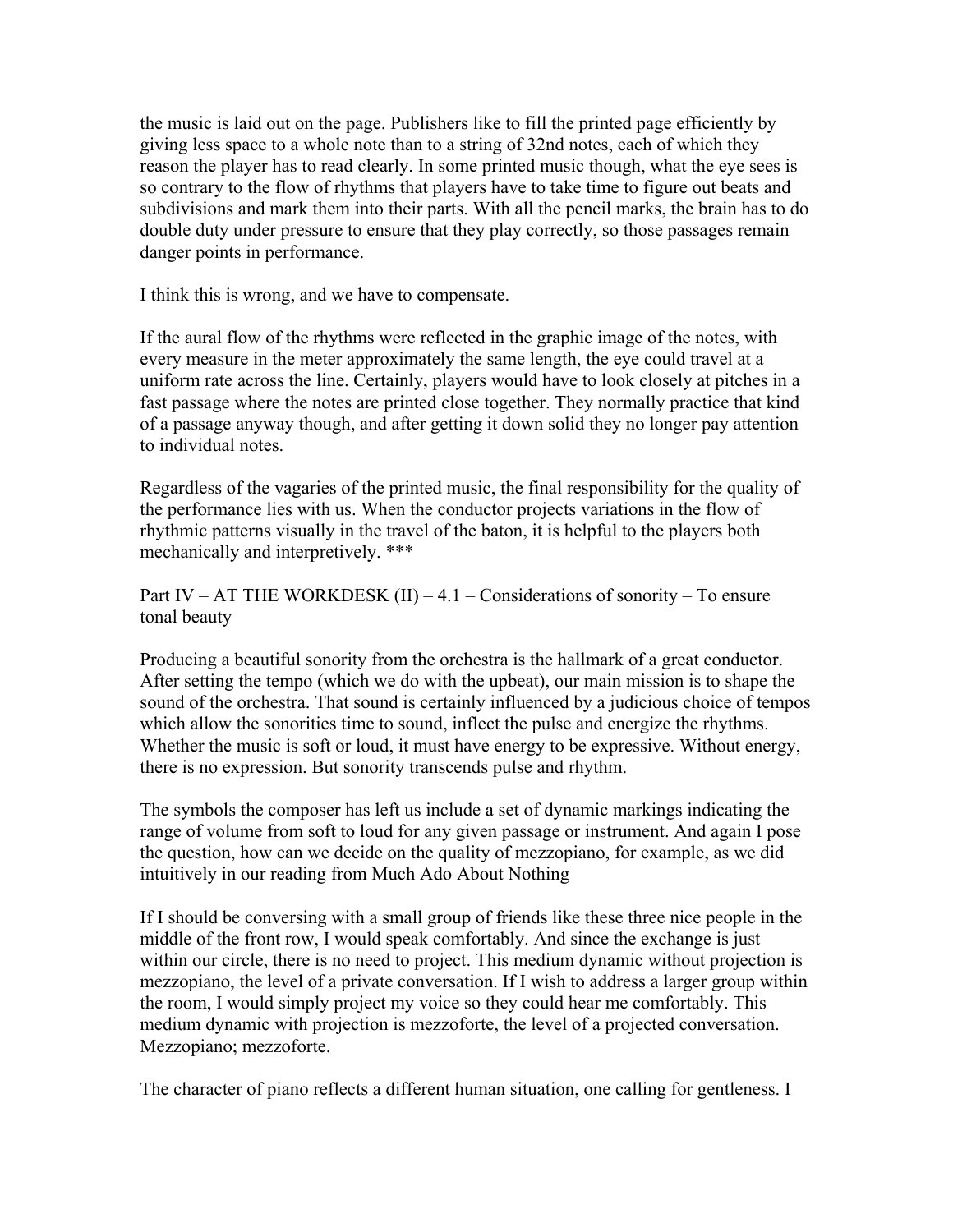the music is laid out on the page. Publishers like to fill the printed page efficiently by giving less space to a whole note than to a string of 32nd notes, each of which they reason the player has to read clearly. In some printed music though, what the eye sees is so contrary to the flow of rhythms that players have to take time to figure out beats and subdivisions and mark them into their parts. With all the pencil marks, the brain has to do double duty under pressure to ensure that they play correctly, so those passages remain danger points in performance.

I think this is wrong, and we have to compensate.

If the aural flow of the rhythms were reflected in the graphic image of the notes, with every measure in the meter approximately the same length, the eye could travel at a uniform rate across the line. Certainly, players would have to look closely at pitches in a fast passage where the notes are printed close together. They normally practice that kind of a passage anyway though, and after getting it down solid they no longer pay attention to individual notes.

Regardless of the vagaries of the printed music, the final responsibility for the quality of the performance lies with us. When the conductor projects variations in the flow of rhythmic patterns visually in the travel of the baton, it is helpful to the players both mechanically and interpretively. ***

## Part IV – AT THE WORKDESK (II) – 4.1 – Considerations of sonority – To ensure tonal beauty

Producing a beautiful sonority from the orchestra is the hallmark of a great conductor. After setting the tempo (which we do with the upbeat), our main mission is to shape the sound of the orchestra. That sound is certainly influenced by a judicious choice of tempos which allow the sonorities time to sound, inflect the pulse and energize the rhythms. Whether the music is soft or loud, it must have energy to be expressive. Without energy, there is no expression. But sonority transcends pulse and rhythm.

The symbols the composer has left us include a set of dynamic markings indicating the range of volume from soft to loud for any given passage or instrument. And again I pose the question, how can we decide on the quality of mezzopiano, for example, as we did intuitively in our reading from Much Ado About Nothing

If I should be conversing with a small group of friends like these three nice people in the middle of the front row, I would speak comfortably. And since the exchange is just within our circle, there is no need to project. This medium dynamic without projection is mezzopiano, the level of a private conversation. If I wish to address a larger group within the room, I would simply project my voice so they could hear me comfortably. This medium dynamic with projection is mezzoforte, the level of a projected conversation. Mezzopiano; mezzoforte.

The character of piano reflects a different human situation, one calling for gentleness. I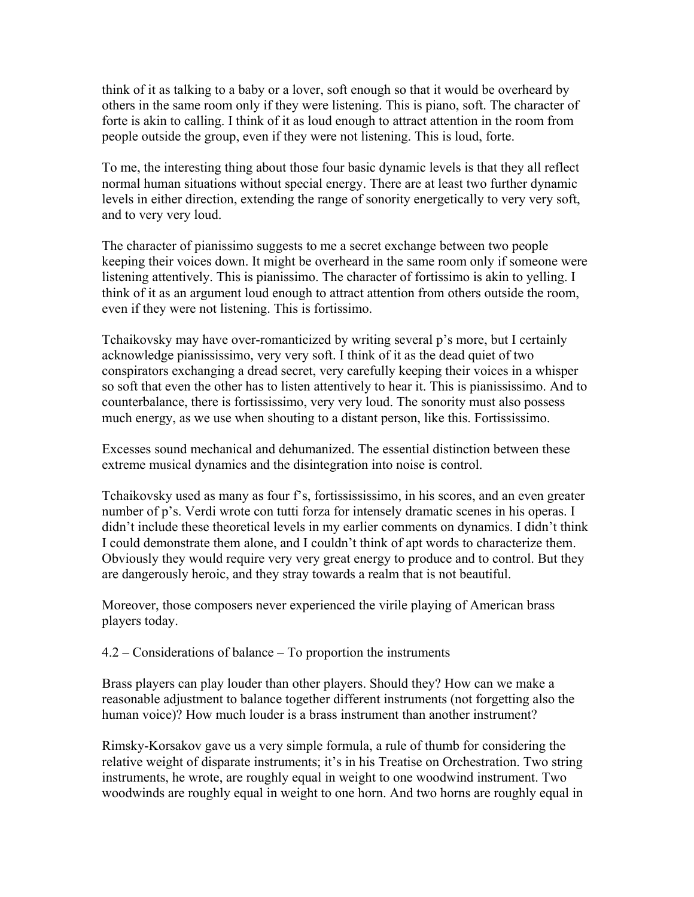think of it as talking to a baby or a lover, soft enough so that it would be overheard by others in the same room only if they were listening. This is piano, soft. The character of forte is akin to calling. I think of it as loud enough to attract attention in the room from people outside the group, even if they were not listening. This is loud, forte.

To me, the interesting thing about those four basic dynamic levels is that they all reflect normal human situations without special energy. There are at least two further dynamic levels in either direction, extending the range of sonority energetically to very very soft, and to very very loud.

The character of pianissimo suggests to me a secret exchange between two people keeping their voices down. It might be overheard in the same room only if someone were listening attentively. This is pianissimo. The character of fortissimo is akin to yelling. I think of it as an argument loud enough to attract attention from others outside the room, even if they were not listening. This is fortissimo.

Tchaikovsky may have over-romanticized by writing several p's more, but I certainly acknowledge pianississimo, very very soft. I think of it as the dead quiet of two conspirators exchanging a dread secret, very carefully keeping their voices in a whisper so soft that even the other has to listen attentively to hear it. This is pianississimo. And to counterbalance, there is fortississimo, very very loud. The sonority must also possess much energy, as we use when shouting to a distant person, like this. Fortississimo.

Excesses sound mechanical and dehumanized. The essential distinction between these extreme musical dynamics and the disintegration into noise is control.

Tchaikovsky used as many as four f's, fortissississimo, in his scores, and an even greater number of p's. Verdi wrote con tutti forza for intensely dramatic scenes in his operas. I didn't include these theoretical levels in my earlier comments on dynamics. I didn't think I could demonstrate them alone, and I couldn't think of apt words to characterize them. Obviously they would require very very great energy to produce and to control. But they are dangerously heroic, and they stray towards a realm that is not beautiful.

Moreover, those composers never experienced the virile playing of American brass players today.

## 4.2 – Considerations of balance – To proportion the instruments

Brass players can play louder than other players. Should they? How can we make a reasonable adjustment to balance together different instruments (not forgetting also the human voice)? How much louder is a brass instrument than another instrument?

Rimsky-Korsakov gave us a very simple formula, a rule of thumb for considering the relative weight of disparate instruments; it's in his Treatise on Orchestration. Two string instruments, he wrote, are roughly equal in weight to one woodwind instrument. Two woodwinds are roughly equal in weight to one horn. And two horns are roughly equal in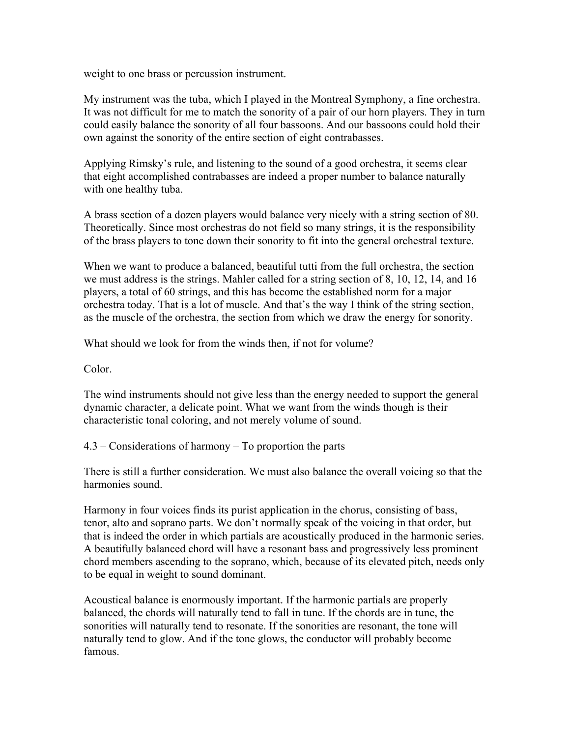weight to one brass or percussion instrument.

My instrument was the tuba, which I played in the Montreal Symphony, a fine orchestra. It was not difficult for me to match the sonority of a pair of our horn players. They in turn could easily balance the sonority of all four bassoons. And our bassoons could hold their own against the sonority of the entire section of eight contrabasses.

Applying Rimsky's rule, and listening to the sound of a good orchestra, it seems clear that eight accomplished contrabasses are indeed a proper number to balance naturally with one healthy tuba.

A brass section of a dozen players would balance very nicely with a string section of 80. Theoretically. Since most orchestras do not field so many strings, it is the responsibility of the brass players to tone down their sonority to fit into the general orchestral texture.

When we want to produce a balanced, beautiful tutti from the full orchestra, the section we must address is the strings. Mahler called for a string section of 8, 10, 12, 14, and 16 players, a total of 60 strings, and this has become the established norm for a major orchestra today. That is a lot of muscle. And that's the way I think of the string section, as the muscle of the orchestra, the section from which we draw the energy for sonority.

What should we look for from the winds then, if not for volume?

Color.

The wind instruments should not give less than the energy needed to support the general dynamic character, a delicate point. What we want from the winds though is their characteristic tonal coloring, and not merely volume of sound.

## 4.3 – Considerations of harmony – To proportion the parts

There is still a further consideration. We must also balance the overall voicing so that the harmonies sound.

Harmony in four voices finds its purist application in the chorus, consisting of bass, tenor, alto and soprano parts. We don't normally speak of the voicing in that order, but that is indeed the order in which partials are acoustically produced in the harmonic series. A beautifully balanced chord will have a resonant bass and progressively less prominent chord members ascending to the soprano, which, because of its elevated pitch, needs only to be equal in weight to sound dominant.

Acoustical balance is enormously important. If the harmonic partials are properly balanced, the chords will naturally tend to fall in tune. If the chords are in tune, the sonorities will naturally tend to resonate. If the sonorities are resonant, the tone will naturally tend to glow. And if the tone glows, the conductor will probably become famous.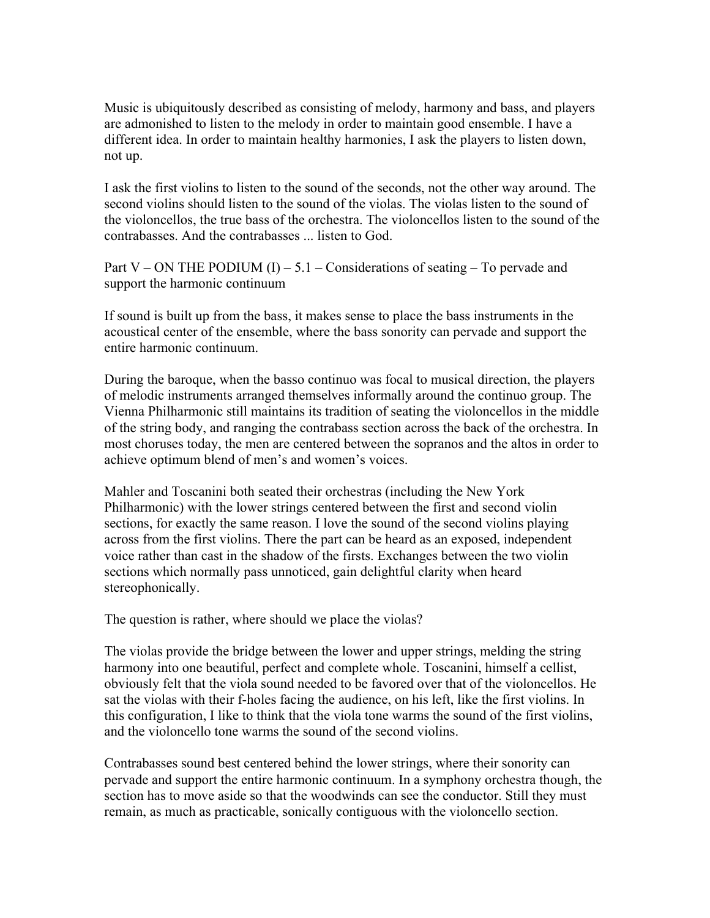Music is ubiquitously described as consisting of melody, harmony and bass, and players are admonished to listen to the melody in order to maintain good ensemble. I have a different idea. In order to maintain healthy harmonies, I ask the players to listen down, not up.

I ask the first violins to listen to the sound of the seconds, not the other way around. The second violins should listen to the sound of the violas. The violas listen to the sound of the violoncellos, the true bass of the orchestra. The violoncellos listen to the sound of the contrabasses. And the contrabasses ... listen to God.

Part V – ON THE PODIUM (I) – 5.1 – Considerations of seating – To pervade and support the harmonic continuum

If sound is built up from the bass, it makes sense to place the bass instruments in the acoustical center of the ensemble, where the bass sonority can pervade and support the entire harmonic continuum.

During the baroque, when the basso continuo was focal to musical direction, the players of melodic instruments arranged themselves informally around the continuo group. The Vienna Philharmonic still maintains its tradition of seating the violoncellos in the middle of the string body, and ranging the contrabass section across the back of the orchestra. In most choruses today, the men are centered between the sopranos and the altos in order to achieve optimum blend of men's and women's voices.

Mahler and Toscanini both seated their orchestras (including the New York Philharmonic) with the lower strings centered between the first and second violin sections, for exactly the same reason. I love the sound of the second violins playing across from the first violins. There the part can be heard as an exposed, independent voice rather than cast in the shadow of the firsts. Exchanges between the two violin sections which normally pass unnoticed, gain delightful clarity when heard stereophonically.

The question is rather, where should we place the violas?

The violas provide the bridge between the lower and upper strings, melding the string harmony into one beautiful, perfect and complete whole. Toscanini, himself a cellist, obviously felt that the viola sound needed to be favored over that of the violoncellos. He sat the violas with their f-holes facing the audience, on his left, like the first violins. In this configuration, I like to think that the viola tone warms the sound of the first violins, and the violoncello tone warms the sound of the second violins.

Contrabasses sound best centered behind the lower strings, where their sonority can pervade and support the entire harmonic continuum. In a symphony orchestra though, the section has to move aside so that the woodwinds can see the conductor. Still they must remain, as much as practicable, sonically contiguous with the violoncello section.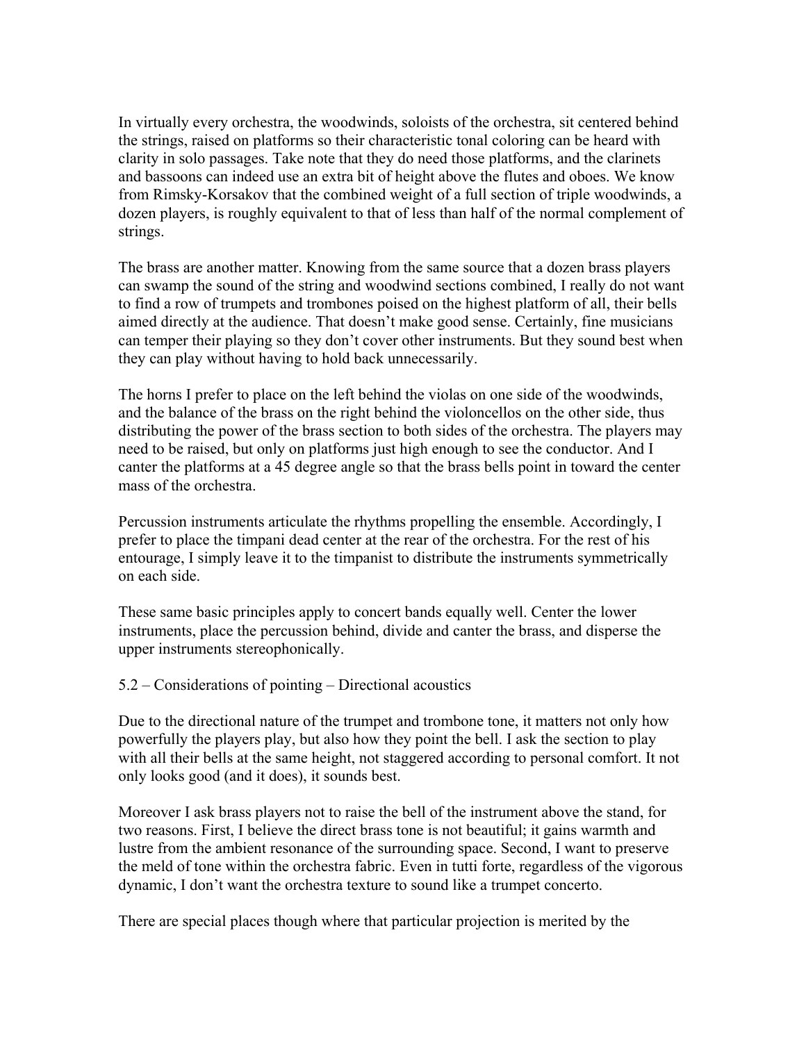In virtually every orchestra, the woodwinds, soloists of the orchestra, sit centered behind the strings, raised on platforms so their characteristic tonal coloring can be heard with clarity in solo passages. Take note that they do need those platforms, and the clarinets and bassoons can indeed use an extra bit of height above the flutes and oboes. We know from Rimsky-Korsakov that the combined weight of a full section of triple woodwinds, a dozen players, is roughly equivalent to that of less than half of the normal complement of strings.

The brass are another matter. Knowing from the same source that a dozen brass players can swamp the sound of the string and woodwind sections combined, I really do not want to find a row of trumpets and trombones poised on the highest platform of all, their bells aimed directly at the audience. That doesn't make good sense. Certainly, fine musicians can temper their playing so they don't cover other instruments. But they sound best when they can play without having to hold back unnecessarily.

The horns I prefer to place on the left behind the violas on one side of the woodwinds, and the balance of the brass on the right behind the violoncellos on the other side, thus distributing the power of the brass section to both sides of the orchestra. The players may need to be raised, but only on platforms just high enough to see the conductor. And I canter the platforms at a 45 degree angle so that the brass bells point in toward the center mass of the orchestra.

Percussion instruments articulate the rhythms propelling the ensemble. Accordingly, I prefer to place the timpani dead center at the rear of the orchestra. For the rest of his entourage, I simply leave it to the timpanist to distribute the instruments symmetrically on each side.

These same basic principles apply to concert bands equally well. Center the lower instruments, place the percussion behind, divide and canter the brass, and disperse the upper instruments stereophonically.

## 5.2 – Considerations of pointing – Directional acoustics

Due to the directional nature of the trumpet and trombone tone, it matters not only how powerfully the players play, but also how they point the bell. I ask the section to play with all their bells at the same height, not staggered according to personal comfort. It not only looks good (and it does), it sounds best.

Moreover I ask brass players not to raise the bell of the instrument above the stand, for two reasons. First, I believe the direct brass tone is not beautiful; it gains warmth and lustre from the ambient resonance of the surrounding space. Second, I want to preserve the meld of tone within the orchestra fabric. Even in tutti forte, regardless of the vigorous dynamic, I don't want the orchestra texture to sound like a trumpet concerto.

There are special places though where that particular projection is merited by the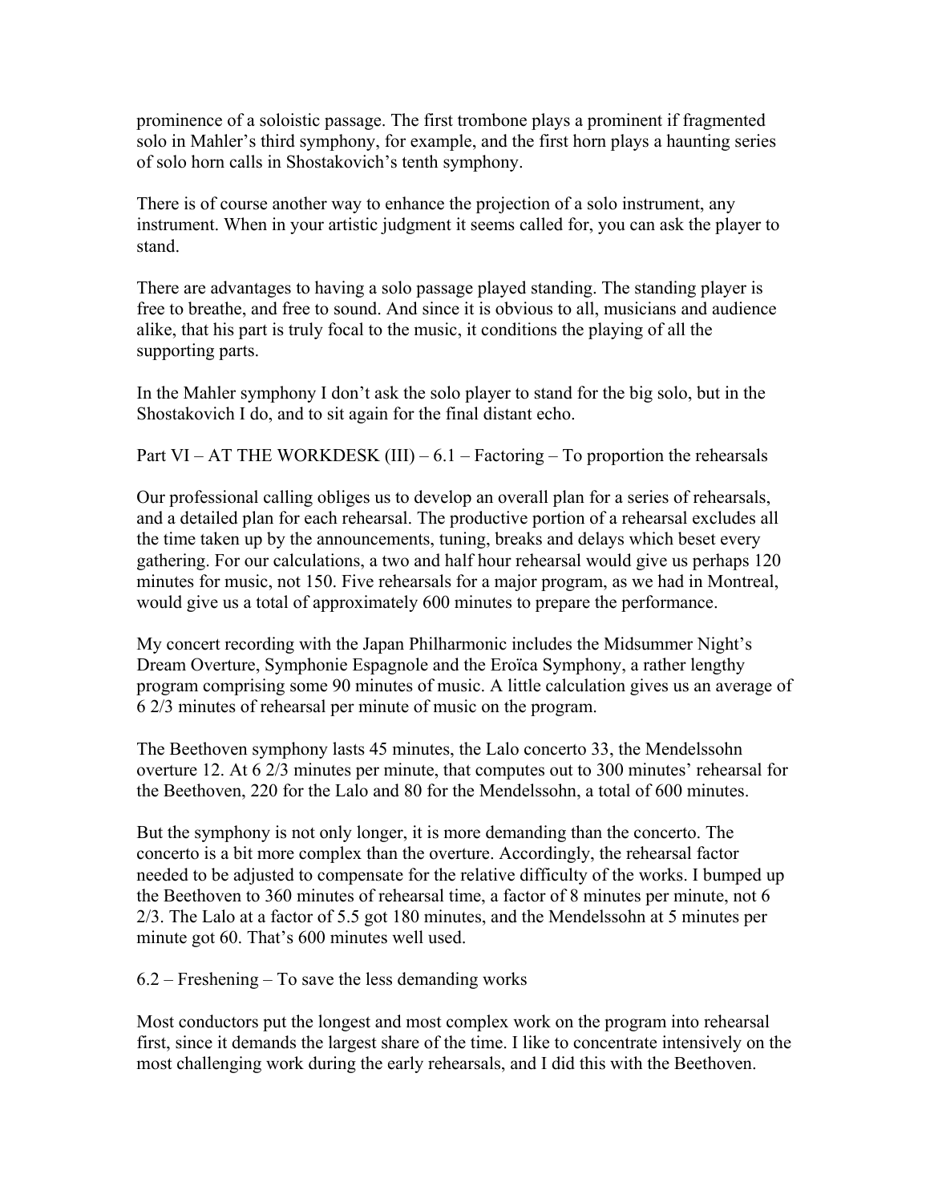prominence of a soloistic passage. The first trombone plays a prominent if fragmented solo in Mahler's third symphony, for example, and the first horn plays a haunting series of solo horn calls in Shostakovich's tenth symphony.

There is of course another way to enhance the projection of a solo instrument, any instrument. When in your artistic judgment it seems called for, you can ask the player to stand.

There are advantages to having a solo passage played standing. The standing player is free to breathe, and free to sound. And since it is obvious to all, musicians and audience alike, that his part is truly focal to the music, it conditions the playing of all the supporting parts.

In the Mahler symphony I don't ask the solo player to stand for the big solo, but in the Shostakovich I do, and to sit again for the final distant echo.

## Part VI – AT THE WORKDESK (III) – 6.1 – Factoring – To proportion the rehearsals

Our professional calling obliges us to develop an overall plan for a series of rehearsals, and a detailed plan for each rehearsal. The productive portion of a rehearsal excludes all the time taken up by the announcements, tuning, breaks and delays which beset every gathering. For our calculations, a two and half hour rehearsal would give us perhaps 120 minutes for music, not 150. Five rehearsals for a major program, as we had in Montreal, would give us a total of approximately 600 minutes to prepare the performance.

My concert recording with the Japan Philharmonic includes the Midsummer Night's Dream Overture, Symphonie Espagnole and the Eroïca Symphony, a rather lengthy program comprising some 90 minutes of music. A little calculation gives us an average of 6 2/3 minutes of rehearsal per minute of music on the program.

The Beethoven symphony lasts 45 minutes, the Lalo concerto 33, the Mendelssohn overture 12. At 6 2/3 minutes per minute, that computes out to 300 minutes' rehearsal for the Beethoven, 220 for the Lalo and 80 for the Mendelssohn, a total of 600 minutes.

But the symphony is not only longer, it is more demanding than the concerto. The concerto is a bit more complex than the overture. Accordingly, the rehearsal factor needed to be adjusted to compensate for the relative difficulty of the works. I bumped up the Beethoven to 360 minutes of rehearsal time, a factor of 8 minutes per minute, not 6 2/3. The Lalo at a factor of 5.5 got 180 minutes, and the Mendelssohn at 5 minutes per minute got 60. That's 600 minutes well used.

## 6.2 – Freshening – To save the less demanding works

Most conductors put the longest and most complex work on the program into rehearsal first, since it demands the largest share of the time. I like to concentrate intensively on the most challenging work during the early rehearsals, and I did this with the Beethoven.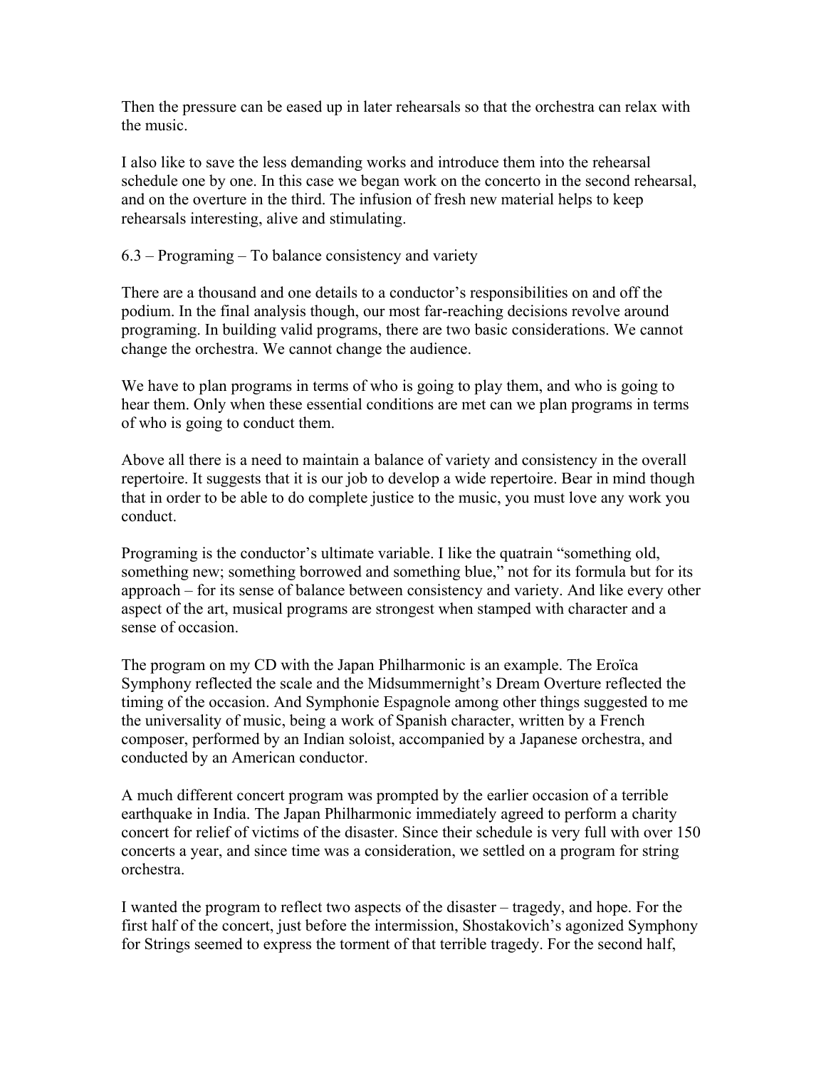Then the pressure can be eased up in later rehearsals so that the orchestra can relax with the music.

I also like to save the less demanding works and introduce them into the rehearsal schedule one by one. In this case we began work on the concerto in the second rehearsal, and on the overture in the third. The infusion of fresh new material helps to keep rehearsals interesting, alive and stimulating.

## 6.3 – Programing – To balance consistency and variety

There are a thousand and one details to a conductor's responsibilities on and off the podium. In the final analysis though, our most far-reaching decisions revolve around programing. In building valid programs, there are two basic considerations. We cannot change the orchestra. We cannot change the audience.

We have to plan programs in terms of who is going to play them, and who is going to hear them. Only when these essential conditions are met can we plan programs in terms of who is going to conduct them.

Above all there is a need to maintain a balance of variety and consistency in the overall repertoire. It suggests that it is our job to develop a wide repertoire. Bear in mind though that in order to be able to do complete justice to the music, you must love any work you conduct.

Programing is the conductor's ultimate variable. I like the quatrain "something old, something new; something borrowed and something blue," not for its formula but for its approach – for its sense of balance between consistency and variety. And like every other aspect of the art, musical programs are strongest when stamped with character and a sense of occasion.

The program on my CD with the Japan Philharmonic is an example. The Eroïca Symphony reflected the scale and the Midsummernight's Dream Overture reflected the timing of the occasion. And Symphonie Espagnole among other things suggested to me the universality of music, being a work of Spanish character, written by a French composer, performed by an Indian soloist, accompanied by a Japanese orchestra, and conducted by an American conductor.

A much different concert program was prompted by the earlier occasion of a terrible earthquake in India. The Japan Philharmonic immediately agreed to perform a charity concert for relief of victims of the disaster. Since their schedule is very full with over 150 concerts a year, and since time was a consideration, we settled on a program for string orchestra.

I wanted the program to reflect two aspects of the disaster – tragedy, and hope. For the first half of the concert, just before the intermission, Shostakovich's agonized Symphony for Strings seemed to express the torment of that terrible tragedy. For the second half,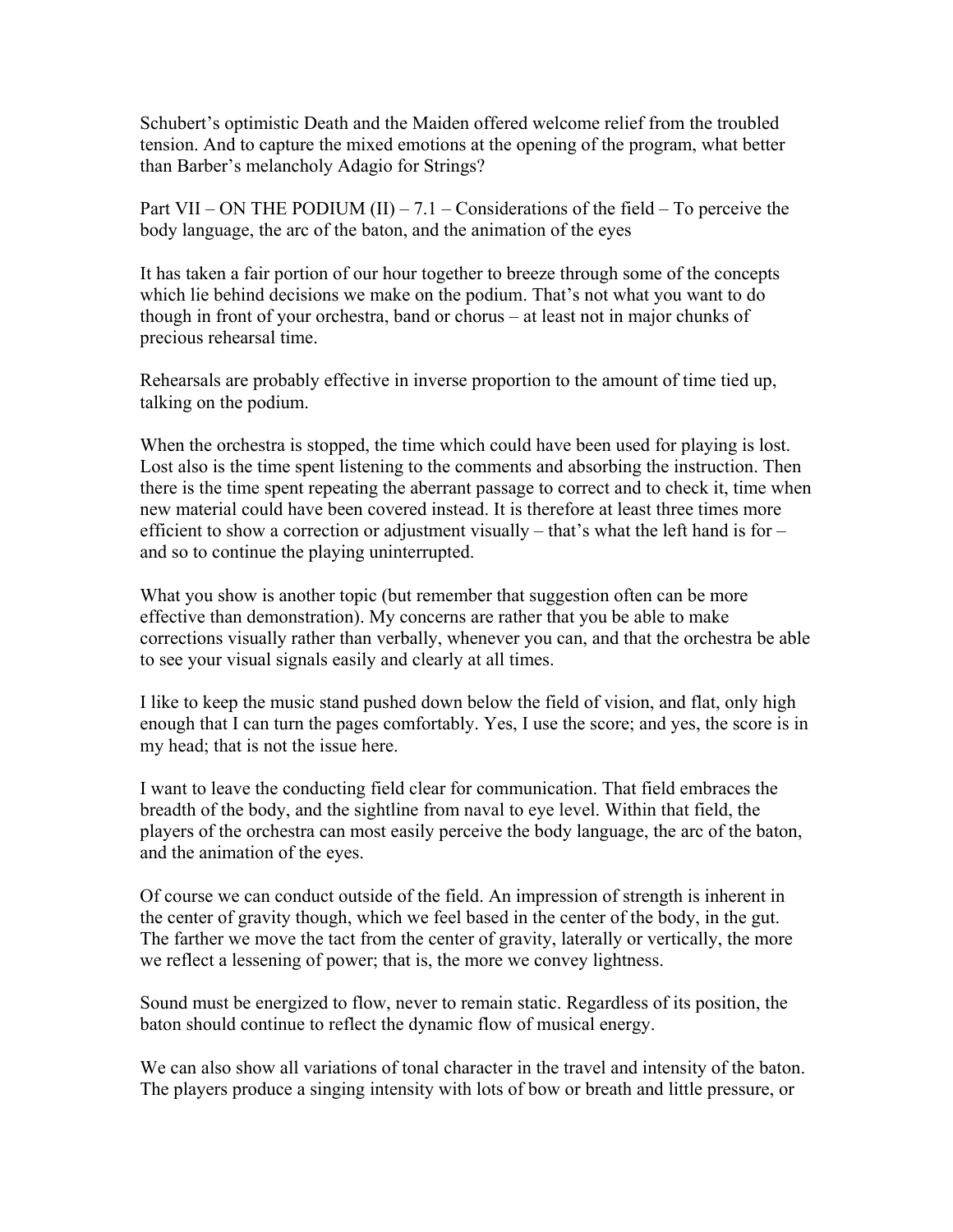Schubert's optimistic Death and the Maiden offered welcome relief from the troubled tension. And to capture the mixed emotions at the opening of the program, what better than Barber's melancholy Adagio for Strings?

## Part VII – ON THE PODIUM (II) – 7.1 – Considerations of the field – To perceive the body language, the arc of the baton, and the animation of the eyes

It has taken a fair portion of our hour together to breeze through some of the concepts which lie behind decisions we make on the podium. That's not what you want to do though in front of your orchestra, band or chorus – at least not in major chunks of precious rehearsal time.

Rehearsals are probably effective in inverse proportion to the amount of time tied up, talking on the podium.

When the orchestra is stopped, the time which could have been used for playing is lost. Lost also is the time spent listening to the comments and absorbing the instruction. Then there is the time spent repeating the aberrant passage to correct and to check it, time when new material could have been covered instead. It is therefore at least three times more efficient to show a correction or adjustment visually – that's what the left hand is for – and so to continue the playing uninterrupted.

What you show is another topic (but remember that suggestion often can be more effective than demonstration). My concerns are rather that you be able to make corrections visually rather than verbally, whenever you can, and that the orchestra be able to see your visual signals easily and clearly at all times.

I like to keep the music stand pushed down below the field of vision, and flat, only high enough that I can turn the pages comfortably. Yes, I use the score; and yes, the score is in my head; that is not the issue here.

I want to leave the conducting field clear for communication. That field embraces the breadth of the body, and the sightline from naval to eye level. Within that field, the players of the orchestra can most easily perceive the body language, the arc of the baton, and the animation of the eyes.

Of course we can conduct outside of the field. An impression of strength is inherent in the center of gravity though, which we feel based in the center of the body, in the gut. The farther we move the tact from the center of gravity, laterally or vertically, the more we reflect a lessening of power; that is, the more we convey lightness.

Sound must be energized to flow, never to remain static. Regardless of its position, the baton should continue to reflect the dynamic flow of musical energy.

We can also show all variations of tonal character in the travel and intensity of the baton. The players produce a singing intensity with lots of bow or breath and little pressure, or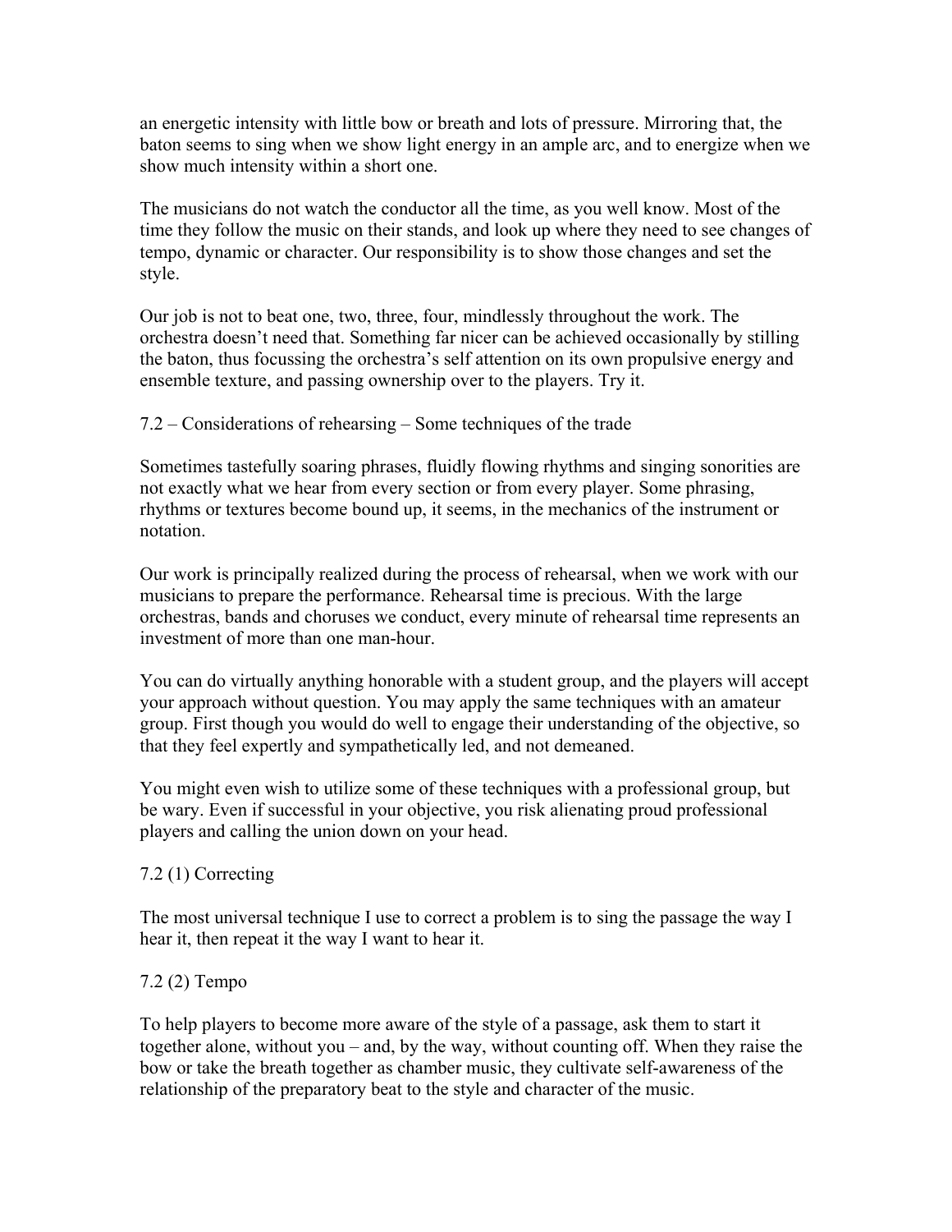an energetic intensity with little bow or breath and lots of pressure. Mirroring that, the baton seems to sing when we show light energy in an ample arc, and to energize when we show much intensity within a short one.

The musicians do not watch the conductor all the time, as you well know. Most of the time they follow the music on their stands, and look up where they need to see changes of tempo, dynamic or character. Our responsibility is to show those changes and set the style.

Our job is not to beat one, two, three, four, mindlessly throughout the work. The orchestra doesn't need that. Something far nicer can be achieved occasionally by stilling the baton, thus focussing the orchestra's self attention on its own propulsive energy and ensemble texture, and passing ownership over to the players. Try it.

## 7.2 – Considerations of rehearsing – Some techniques of the trade

Sometimes tastefully soaring phrases, fluidly flowing rhythms and singing sonorities are not exactly what we hear from every section or from every player. Some phrasing, rhythms or textures become bound up, it seems, in the mechanics of the instrument or notation.

Our work is principally realized during the process of rehearsal, when we work with our musicians to prepare the performance. Rehearsal time is precious. With the large orchestras, bands and choruses we conduct, every minute of rehearsal time represents an investment of more than one man-hour.

You can do virtually anything honorable with a student group, and the players will accept your approach without question. You may apply the same techniques with an amateur group. First though you would do well to engage their understanding of the objective, so that they feel expertly and sympathetically led, and not demeaned.

You might even wish to utilize some of these techniques with a professional group, but be wary. Even if successful in your objective, you risk alienating proud professional players and calling the union down on your head.

### 7.2 (1) Correcting

The most universal technique I use to correct a problem is to sing the passage the way I hear it, then repeat it the way I want to hear it.

### 7.2 (2) Tempo

To help players to become more aware of the style of a passage, ask them to start it together alone, without you – and, by the way, without counting off. When they raise the bow or take the breath together as chamber music, they cultivate self-awareness of the relationship of the preparatory beat to the style and character of the music.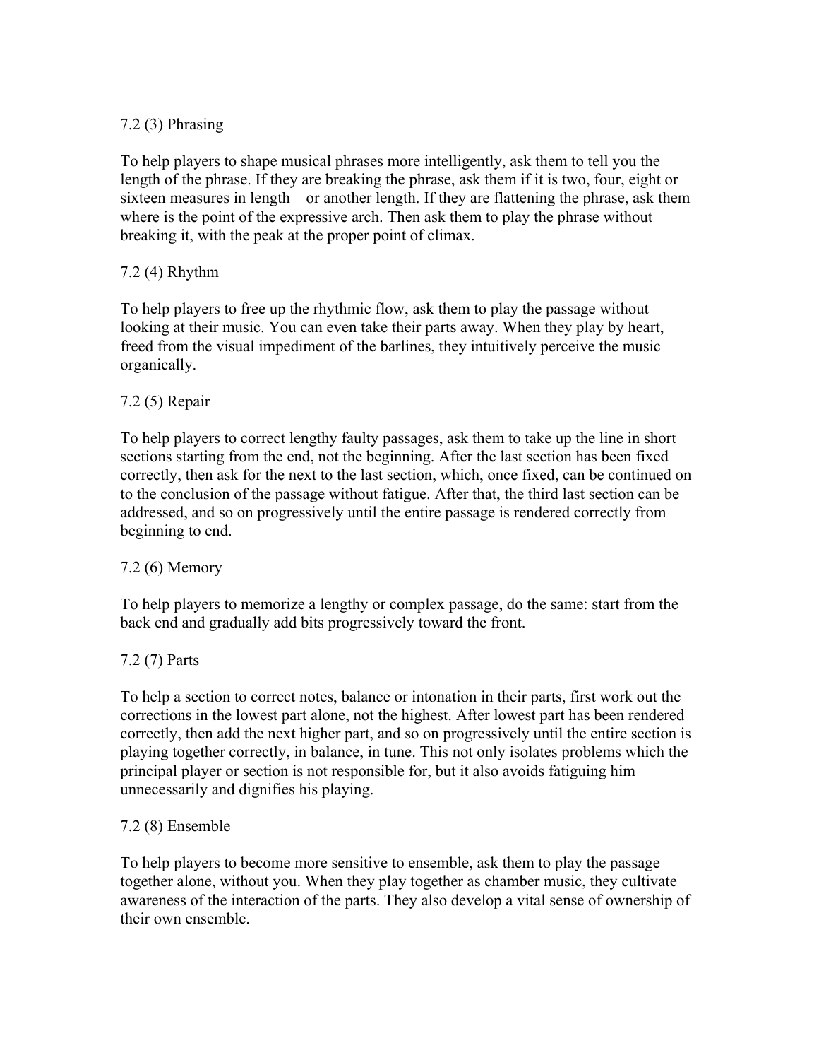7.2 (3) Phrasing

To help players to shape musical phrases more intelligently, ask them to tell you the length of the phrase. If they are breaking the phrase, ask them if it is two, four, eight or sixteen measures in length – or another length. If they are flattening the phrase, ask them where is the point of the expressive arch. Then ask them to play the phrase without breaking it, with the peak at the proper point of climax.

7.2 (4) Rhythm

To help players to free up the rhythmic flow, ask them to play the passage without looking at their music. You can even take their parts away. When they play by heart, freed from the visual impediment of the barlines, they intuitively perceive the music organically.

7.2 (5) Repair

To help players to correct lengthy faulty passages, ask them to take up the line in short sections starting from the end, not the beginning. After the last section has been fixed correctly, then ask for the next to the last section, which, once fixed, can be continued on to the conclusion of the passage without fatigue. After that, the third last section can be addressed, and so on progressively until the entire passage is rendered correctly from beginning to end.

7.2 (6) Memory

To help players to memorize a lengthy or complex passage, do the same: start from the back end and gradually add bits progressively toward the front.

7.2 (7) Parts

To help a section to correct notes, balance or intonation in their parts, first work out the corrections in the lowest part alone, not the highest. After lowest part has been rendered correctly, then add the next higher part, and so on progressively until the entire section is playing together correctly, in balance, in tune. This not only isolates problems which the principal player or section is not responsible for, but it also avoids fatiguing him unnecessarily and dignifies his playing.

7.2 (8) Ensemble

To help players to become more sensitive to ensemble, ask them to play the passage together alone, without you. When they play together as chamber music, they cultivate awareness of the interaction of the parts. They also develop a vital sense of ownership of their own ensemble.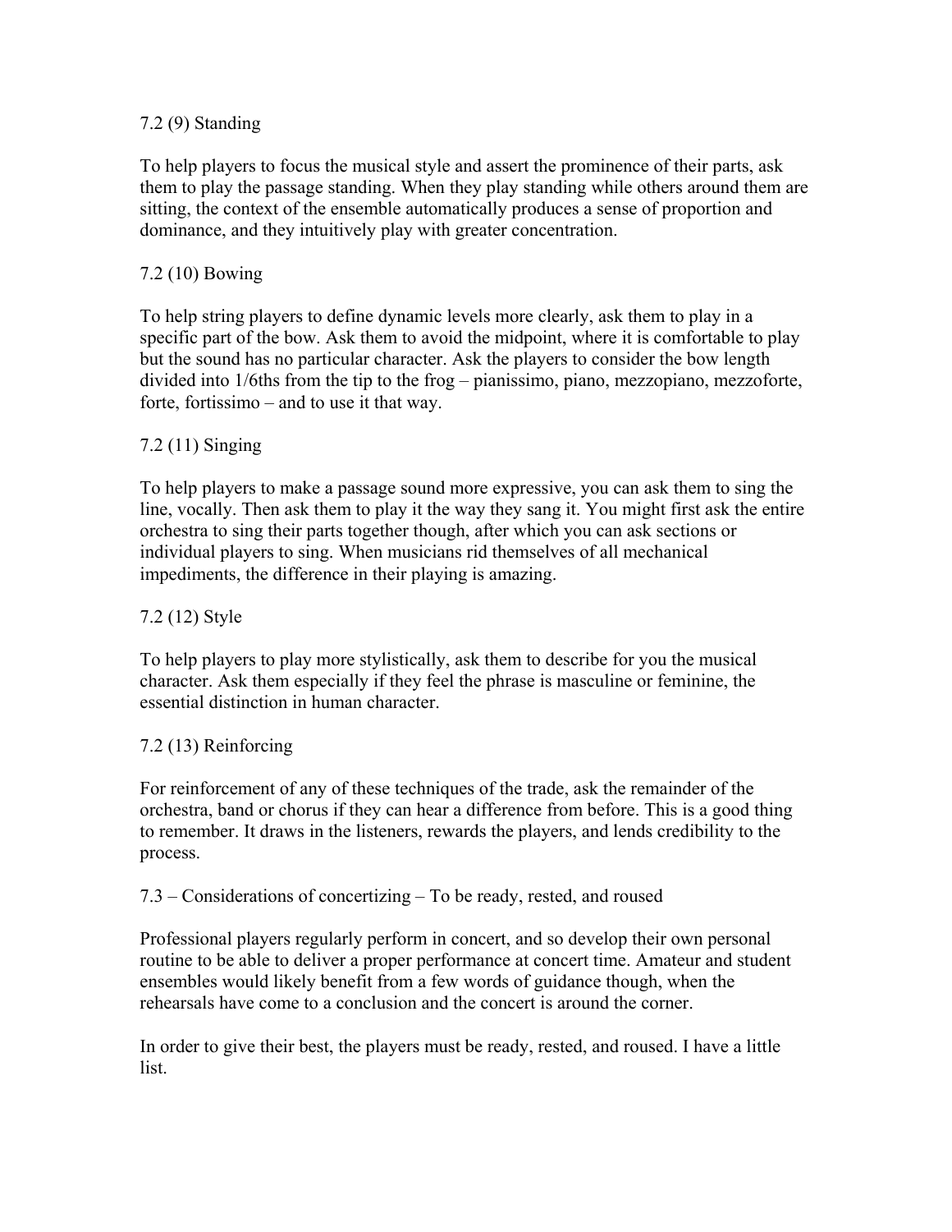### 7.2 (9) Standing

To help players to focus the musical style and assert the prominence of their parts, ask them to play the passage standing. When they play standing while others around them are sitting, the context of the ensemble automatically produces a sense of proportion and dominance, and they intuitively play with greater concentration.

### 7.2 (10) Bowing

To help string players to define dynamic levels more clearly, ask them to play in a specific part of the bow. Ask them to avoid the midpoint, where it is comfortable to play but the sound has no particular character. Ask the players to consider the bow length divided into 1/6ths from the tip to the frog – pianissimo, piano, mezzopiano, mezzoforte, forte, fortissimo – and to use it that way.

### 7.2 (11) Singing

To help players to make a passage sound more expressive, you can ask them to sing the line, vocally. Then ask them to play it the way they sang it. You might first ask the entire orchestra to sing their parts together though, after which you can ask sections or individual players to sing. When musicians rid themselves of all mechanical impediments, the difference in their playing is amazing.

### 7.2 (12) Style

To help players to play more stylistically, ask them to describe for you the musical character. Ask them especially if they feel the phrase is masculine or feminine, the essential distinction in human character.

### 7.2 (13) Reinforcing

For reinforcement of any of these techniques of the trade, ask the remainder of the orchestra, band or chorus if they can hear a difference from before. This is a good thing to remember. It draws in the listeners, rewards the players, and lends credibility to the process.

## 7.3 – Considerations of concertizing – To be ready, rested, and roused

Professional players regularly perform in concert, and so develop their own personal routine to be able to deliver a proper performance at concert time. Amateur and student ensembles would likely benefit from a few words of guidance though, when the rehearsals have come to a conclusion and the concert is around the corner.

In order to give their best, the players must be ready, rested, and roused. I have a little list.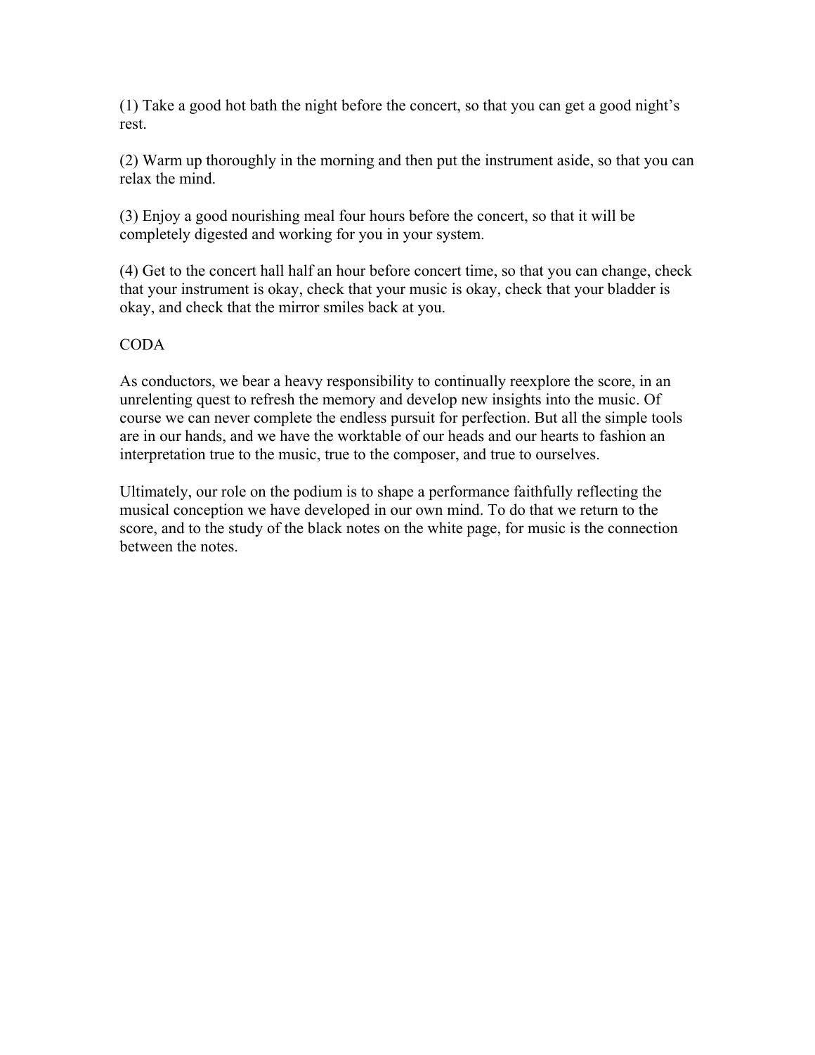(1) Take a good hot bath the night before the concert, so that you can get a good night's rest.

(2) Warm up thoroughly in the morning and then put the instrument aside, so that you can relax the mind.

(3) Enjoy a good nourishing meal four hours before the concert, so that it will be completely digested and working for you in your system.

(4) Get to the concert hall half an hour before concert time, so that you can change, check that your instrument is okay, check that your music is okay, check that your bladder is okay, and check that the mirror smiles back at you.

## CODA

As conductors, we bear a heavy responsibility to continually reexplore the score, in an unrelenting quest to refresh the memory and develop new insights into the music. Of course we can never complete the endless pursuit for perfection. But all the simple tools are in our hands, and we have the worktable of our heads and our hearts to fashion an interpretation true to the music, true to the composer, and true to ourselves.

Ultimately, our role on the podium is to shape a performance faithfully reflecting the musical conception we have developed in our own mind. To do that we return to the score, and to the study of the black notes on the white page, for music is the connection between the notes.